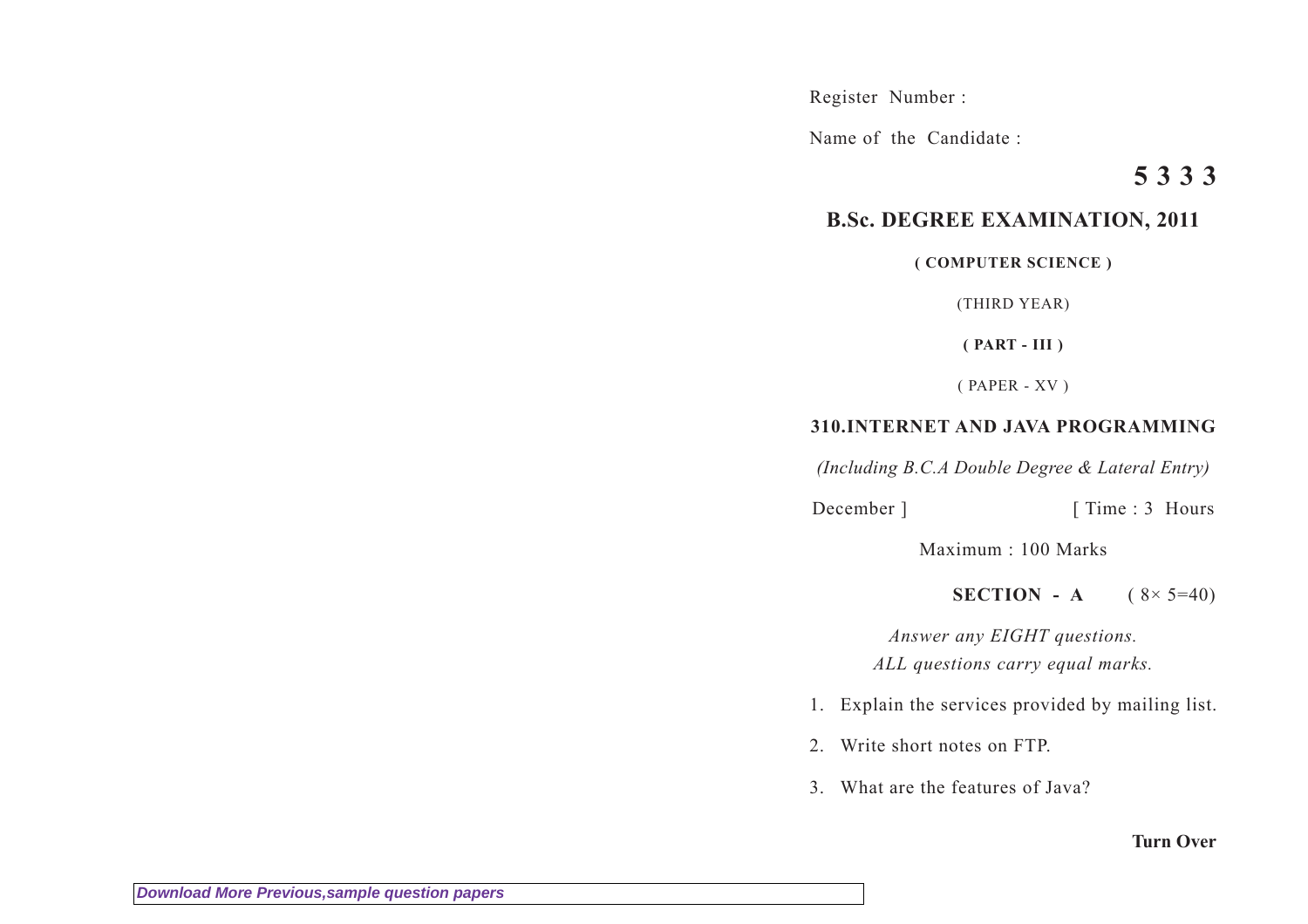Register Number :

Name of the Candidate :

**5 3 3 3**

## B.Sc. DEGREE EXAMINATION, 2011

**( COMPUTER SCIENCE )**

(THIRD YEAR)

**( PART - III )**

( PAPER - XV )

### 310.INTERNET AND JAVA PROGRAMMING

*(Including B.C.A Double Degree & Lateral Entry)*

December ] [ Time : 3 Hours

Maximum : 100 Marks

**SECTION - A** ( $8\times 5=40$ )

*Answer any EIGHT questions.*
*ALL questions carry equal marks.*

1. Explain the services provided by mailing list.
2. Write short notes on FTP.
3. What are the features of Java?

**Turn Over**

Download More Previous,sample question papers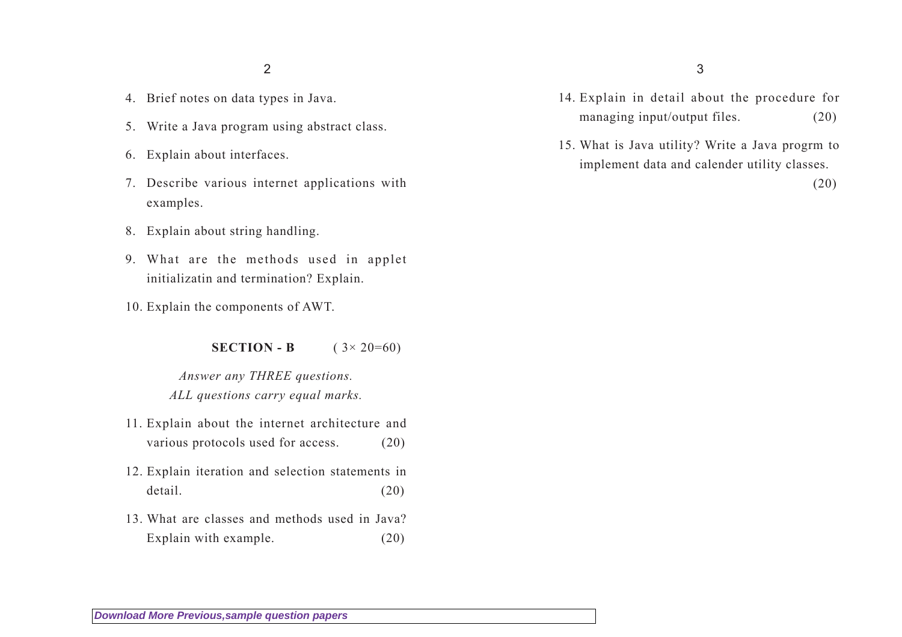4. Brief notes on data types in Java.

5. Write a Java program using abstract class.

6. Explain about interfaces.

7. Describe various internet applications with examples.

8. Explain about string handling.

9. What are the methods used in applet initializatin and termination? Explain.

10. Explain the components of AWT.

**SECTION - B** ( 3× 20=60)

*Answer any THREE questions.*
*ALL questions carry equal marks.*

11. Explain about the internet architecture and various protocols used for access. (20)

12. Explain iteration and selection statements in detail. (20)

13. What are classes and methods used in Java? Explain with example. (20)

14. Explain in detail about the procedure for managing input/output files. (20)

15. What is Java utility? Write a Java progrm to implement data and calender utility classes. (20)